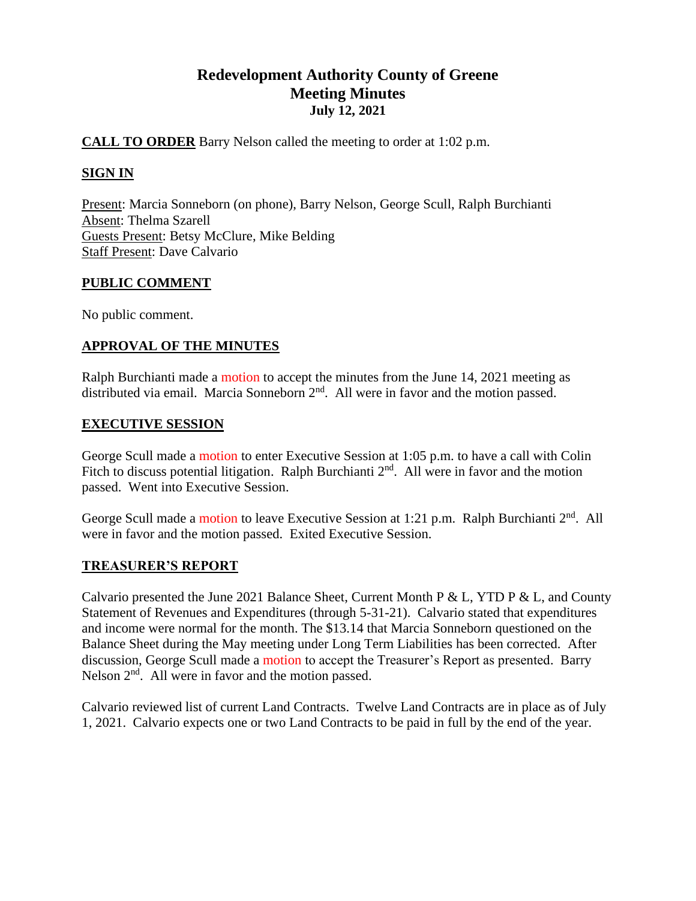# Redevelopment Authority County of Greene
## Meeting Minutes
**July 12, 2021**

**CALL TO ORDER** Barry Nelson called the meeting to order at 1:02 p.m.

**SIGN IN**

Present: Marcia Sonneborn (on phone), Barry Nelson, George Scull, Ralph Burchianti
Absent: Thelma Szarell
Guests Present: Betsy McClure, Mike Belding
Staff Present: Dave Calvario

**PUBLIC COMMENT**

No public comment.

**APPROVAL OF THE MINUTES**

Ralph Burchianti made a motion to accept the minutes from the June 14, 2021 meeting as distributed via email. Marcia Sonneborn 2nd. All were in favor and the motion passed.

**EXECUTIVE SESSION**

George Scull made a motion to enter Executive Session at 1:05 p.m. to have a call with Colin Fitch to discuss potential litigation. Ralph Burchianti 2nd. All were in favor and the motion passed. Went into Executive Session.

George Scull made a motion to leave Executive Session at 1:21 p.m. Ralph Burchianti 2nd. All were in favor and the motion passed. Exited Executive Session.

**TREASURER'S REPORT**

Calvario presented the June 2021 Balance Sheet, Current Month P & L, YTD P & L, and County Statement of Revenues and Expenditures (through 5-31-21). Calvario stated that expenditures and income were normal for the month. The $13.14 that Marcia Sonneborn questioned on the Balance Sheet during the May meeting under Long Term Liabilities has been corrected. After discussion, George Scull made a motion to accept the Treasurer's Report as presented. Barry Nelson 2nd. All were in favor and the motion passed.

Calvario reviewed list of current Land Contracts. Twelve Land Contracts are in place as of July 1, 2021. Calvario expects one or two Land Contracts to be paid in full by the end of the year.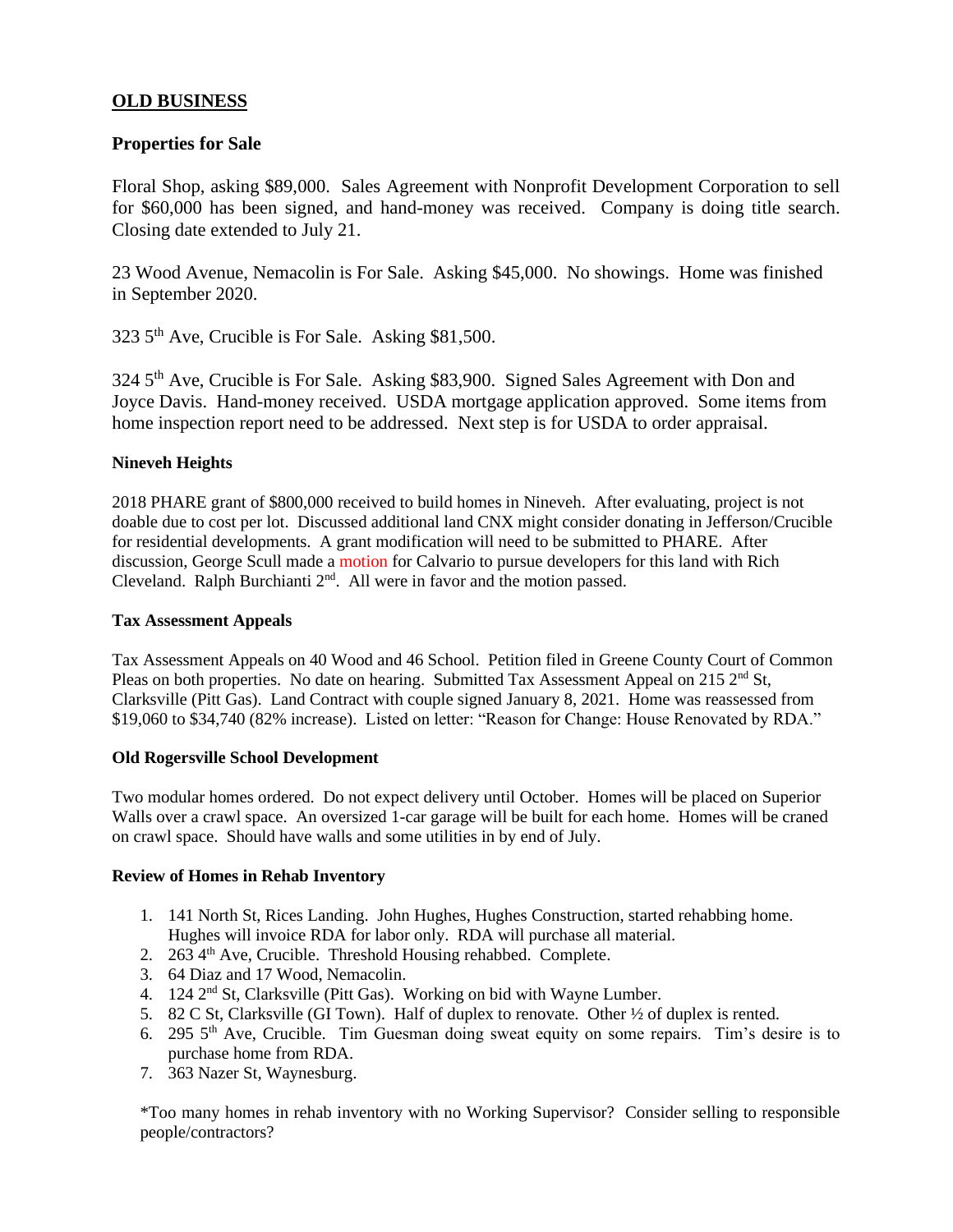## OLD BUSINESS

### Properties for Sale

Floral Shop, asking $89,000. Sales Agreement with Nonprofit Development Corporation to sell for $60,000 has been signed, and hand-money was received. Company is doing title search. Closing date extended to July 21.

23 Wood Avenue, Nemacolin is For Sale. Asking $45,000. No showings. Home was finished in September 2020.

323 5th Ave, Crucible is For Sale. Asking $81,500.

324 5th Ave, Crucible is For Sale. Asking $83,900. Signed Sales Agreement with Don and Joyce Davis. Hand-money received. USDA mortgage application approved. Some items from home inspection report need to be addressed. Next step is for USDA to order appraisal.

**Nineveh Heights**

2018 PHARE grant of $800,000 received to build homes in Nineveh. After evaluating, project is not doable due to cost per lot. Discussed additional land CNX might consider donating in Jefferson/Crucible for residential developments. A grant modification will need to be submitted to PHARE. After discussion, George Scull made a motion for Calvario to pursue developers for this land with Rich Cleveland. Ralph Burchianti 2nd. All were in favor and the motion passed.

**Tax Assessment Appeals**

Tax Assessment Appeals on 40 Wood and 46 School. Petition filed in Greene County Court of Common Pleas on both properties. No date on hearing. Submitted Tax Assessment Appeal on 215 2nd St, Clarksville (Pitt Gas). Land Contract with couple signed January 8, 2021. Home was reassessed from $19,060 to $34,740 (82% increase). Listed on letter: "Reason for Change: House Renovated by RDA."

**Old Rogersville School Development**

Two modular homes ordered. Do not expect delivery until October. Homes will be placed on Superior Walls over a crawl space. An oversized 1-car garage will be built for each home. Homes will be craned on crawl space. Should have walls and some utilities in by end of July.

**Review of Homes in Rehab Inventory**

1. 141 North St, Rices Landing. John Hughes, Hughes Construction, started rehabbing home. Hughes will invoice RDA for labor only. RDA will purchase all material.
2. 263 4th Ave, Crucible. Threshold Housing rehabbed. Complete.
3. 64 Diaz and 17 Wood, Nemacolin.
4. 124 2nd St, Clarksville (Pitt Gas). Working on bid with Wayne Lumber.
5. 82 C St, Clarksville (GI Town). Half of duplex to renovate. Other ½ of duplex is rented.
6. 295 5th Ave, Crucible. Tim Guesman doing sweat equity on some repairs. Tim's desire is to purchase home from RDA.
7. 363 Nazer St, Waynesburg.

*Too many homes in rehab inventory with no Working Supervisor? Consider selling to responsible people/contractors?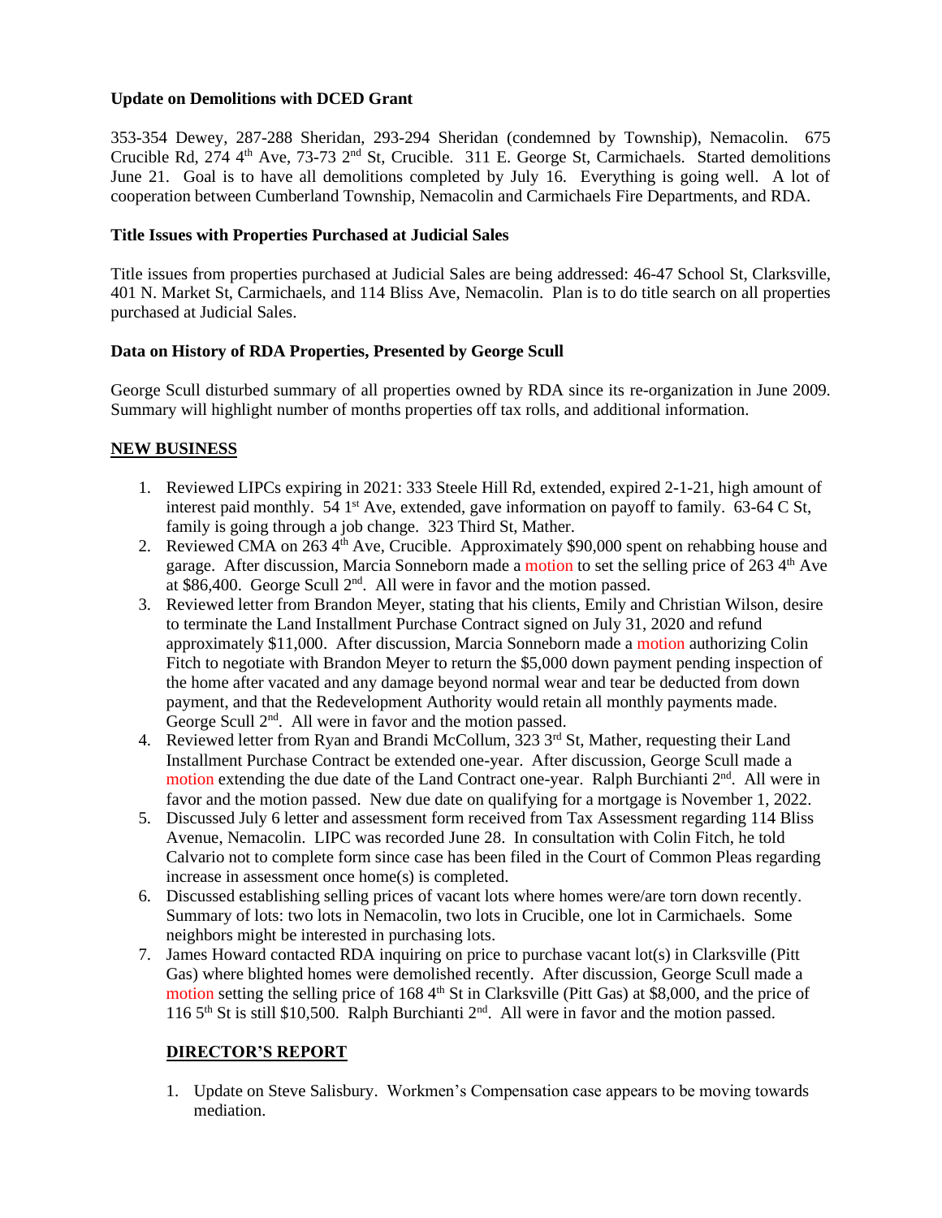**Update on Demolitions with DCED Grant**

353-354 Dewey, 287-288 Sheridan, 293-294 Sheridan (condemned by Township), Nemacolin. 675 Crucible Rd, 274 4th Ave, 73-73 2nd St, Crucible. 311 E. George St, Carmichaels. Started demolitions June 21. Goal is to have all demolitions completed by July 16. Everything is going well. A lot of cooperation between Cumberland Township, Nemacolin and Carmichaels Fire Departments, and RDA.

**Title Issues with Properties Purchased at Judicial Sales**

Title issues from properties purchased at Judicial Sales are being addressed: 46-47 School St, Clarksville, 401 N. Market St, Carmichaels, and 114 Bliss Ave, Nemacolin. Plan is to do title search on all properties purchased at Judicial Sales.

**Data on History of RDA Properties, Presented by George Scull**

George Scull disturbed summary of all properties owned by RDA since its re-organization in June 2009. Summary will highlight number of months properties off tax rolls, and additional information.

## NEW BUSINESS

1. Reviewed LIPCs expiring in 2021: 333 Steele Hill Rd, extended, expired 2-1-21, high amount of interest paid monthly. 54 1st Ave, extended, gave information on payoff to family. 63-64 C St, family is going through a job change. 323 Third St, Mather.
2. Reviewed CMA on 263 4th Ave, Crucible. Approximately $90,000 spent on rehabbing house and garage. After discussion, Marcia Sonneborn made a motion to set the selling price of 263 4th Ave at $86,400. George Scull 2nd. All were in favor and the motion passed.
3. Reviewed letter from Brandon Meyer, stating that his clients, Emily and Christian Wilson, desire to terminate the Land Installment Purchase Contract signed on July 31, 2020 and refund approximately $11,000. After discussion, Marcia Sonneborn made a motion authorizing Colin Fitch to negotiate with Brandon Meyer to return the $5,000 down payment pending inspection of the home after vacated and any damage beyond normal wear and tear be deducted from down payment, and that the Redevelopment Authority would retain all monthly payments made. George Scull 2nd. All were in favor and the motion passed.
4. Reviewed letter from Ryan and Brandi McCollum, 323 3rd St, Mather, requesting their Land Installment Purchase Contract be extended one-year. After discussion, George Scull made a motion extending the due date of the Land Contract one-year. Ralph Burchianti 2nd. All were in favor and the motion passed. New due date on qualifying for a mortgage is November 1, 2022.
5. Discussed July 6 letter and assessment form received from Tax Assessment regarding 114 Bliss Avenue, Nemacolin. LIPC was recorded June 28. In consultation with Colin Fitch, he told Calvario not to complete form since case has been filed in the Court of Common Pleas regarding increase in assessment once home(s) is completed.
6. Discussed establishing selling prices of vacant lots where homes were/are torn down recently. Summary of lots: two lots in Nemacolin, two lots in Crucible, one lot in Carmichaels. Some neighbors might be interested in purchasing lots.
7. James Howard contacted RDA inquiring on price to purchase vacant lot(s) in Clarksville (Pitt Gas) where blighted homes were demolished recently. After discussion, George Scull made a motion setting the selling price of 168 4th St in Clarksville (Pitt Gas) at $8,000, and the price of 116 5th St is still $10,500. Ralph Burchianti 2nd. All were in favor and the motion passed.

## DIRECTOR'S REPORT

1. Update on Steve Salisbury. Workmen's Compensation case appears to be moving towards mediation.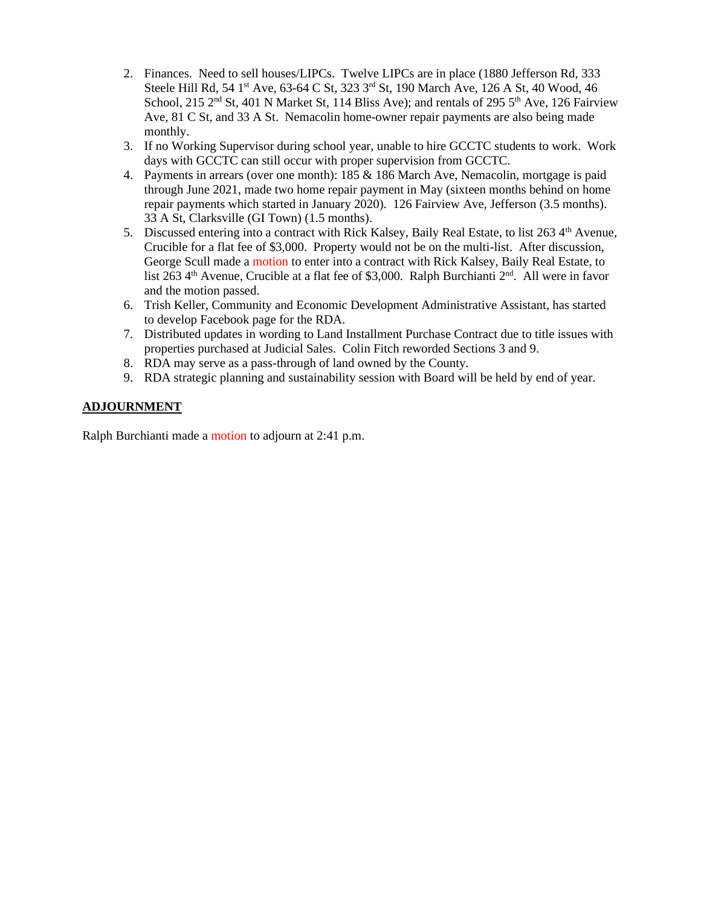2. Finances. Need to sell houses/LIPCs. Twelve LIPCs are in place (1880 Jefferson Rd, 333 Steele Hill Rd, 54 1st Ave, 63-64 C St, 323 3rd St, 190 March Ave, 126 A St, 40 Wood, 46 School, 215 2nd St, 401 N Market St, 114 Bliss Ave); and rentals of 295 5th Ave, 126 Fairview Ave, 81 C St, and 33 A St. Nemacolin home-owner repair payments are also being made monthly.
3. If no Working Supervisor during school year, unable to hire GCCTC students to work. Work days with GCCTC can still occur with proper supervision from GCCTC.
4. Payments in arrears (over one month): 185 & 186 March Ave, Nemacolin, mortgage is paid through June 2021, made two home repair payment in May (sixteen months behind on home repair payments which started in January 2020). 126 Fairview Ave, Jefferson (3.5 months). 33 A St, Clarksville (GI Town) (1.5 months).
5. Discussed entering into a contract with Rick Kalsey, Baily Real Estate, to list 263 4th Avenue, Crucible for a flat fee of $3,000. Property would not be on the multi-list. After discussion, George Scull made a motion to enter into a contract with Rick Kalsey, Baily Real Estate, to list 263 4th Avenue, Crucible at a flat fee of $3,000. Ralph Burchianti 2nd. All were in favor and the motion passed.
6. Trish Keller, Community and Economic Development Administrative Assistant, has started to develop Facebook page for the RDA.
7. Distributed updates in wording to Land Installment Purchase Contract due to title issues with properties purchased at Judicial Sales. Colin Fitch reworded Sections 3 and 9.
8. RDA may serve as a pass-through of land owned by the County.
9. RDA strategic planning and sustainability session with Board will be held by end of year.

**ADJOURNMENT**

Ralph Burchianti made a motion to adjourn at 2:41 p.m.